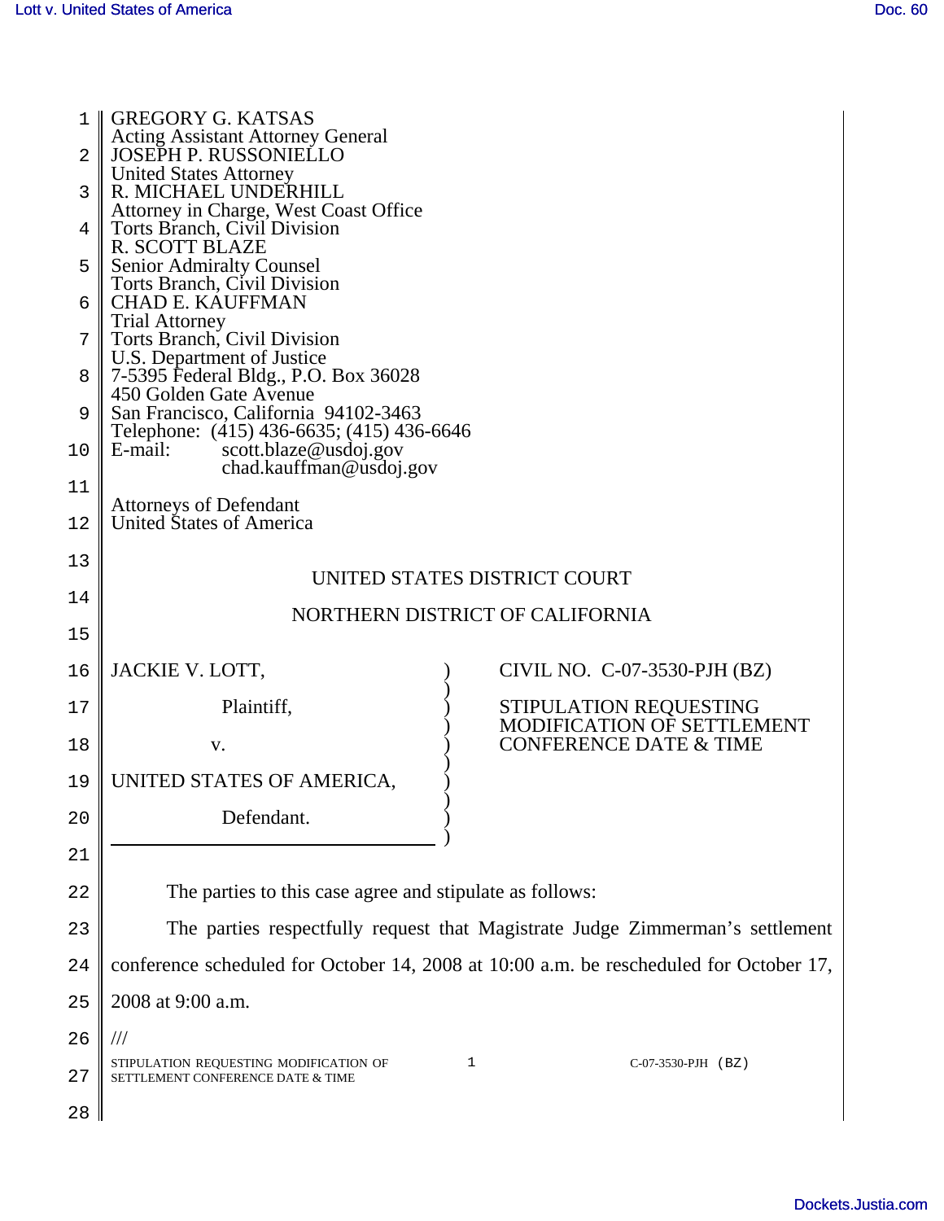GREGORY G. KATSAS
Acting Assistant Attorney General
JOSEPH P. RUSSONIELLO
United States Attorney
R. MICHAEL UNDERHILL
Attorney in Charge, West Coast Office
Torts Branch, Civil Division
R. SCOTT BLAZE
Senior Admiralty Counsel
Torts Branch, Civil Division
CHAD E. KAUFFMAN
Trial Attorney
Torts Branch, Civil Division
U.S. Department of Justice
7-5395 Federal Bldg., P.O. Box 36028
450 Golden Gate Avenue
San Francisco, California 94102-3463
Telephone: (415) 436-6635; (415) 436-6646
E-mail: scott.blaze@usdoj.gov
chad.kauffman@usdoj.gov

Attorneys of Defendant
United States of America

UNITED STATES DISTRICT COURT

NORTHERN DISTRICT OF CALIFORNIA

| | |
|---|---|
| JACKIE V. LOTT,<br><br>Plaintiff,<br><br>v.<br><br>UNITED STATES OF AMERICA,<br><br>Defendant. | CIVIL NO. C-07-3530-PJH (BZ)<br><br>STIPULATION REQUESTING MODIFICATION OF SETTLEMENT CONFERENCE DATE & TIME |

The parties to this case agree and stipulate as follows:

The parties respectfully request that Magistrate Judge Zimmerman's settlement conference scheduled for October 14, 2008 at 10:00 a.m. be rescheduled for October 17, 2008 at 9:00 a.m.

///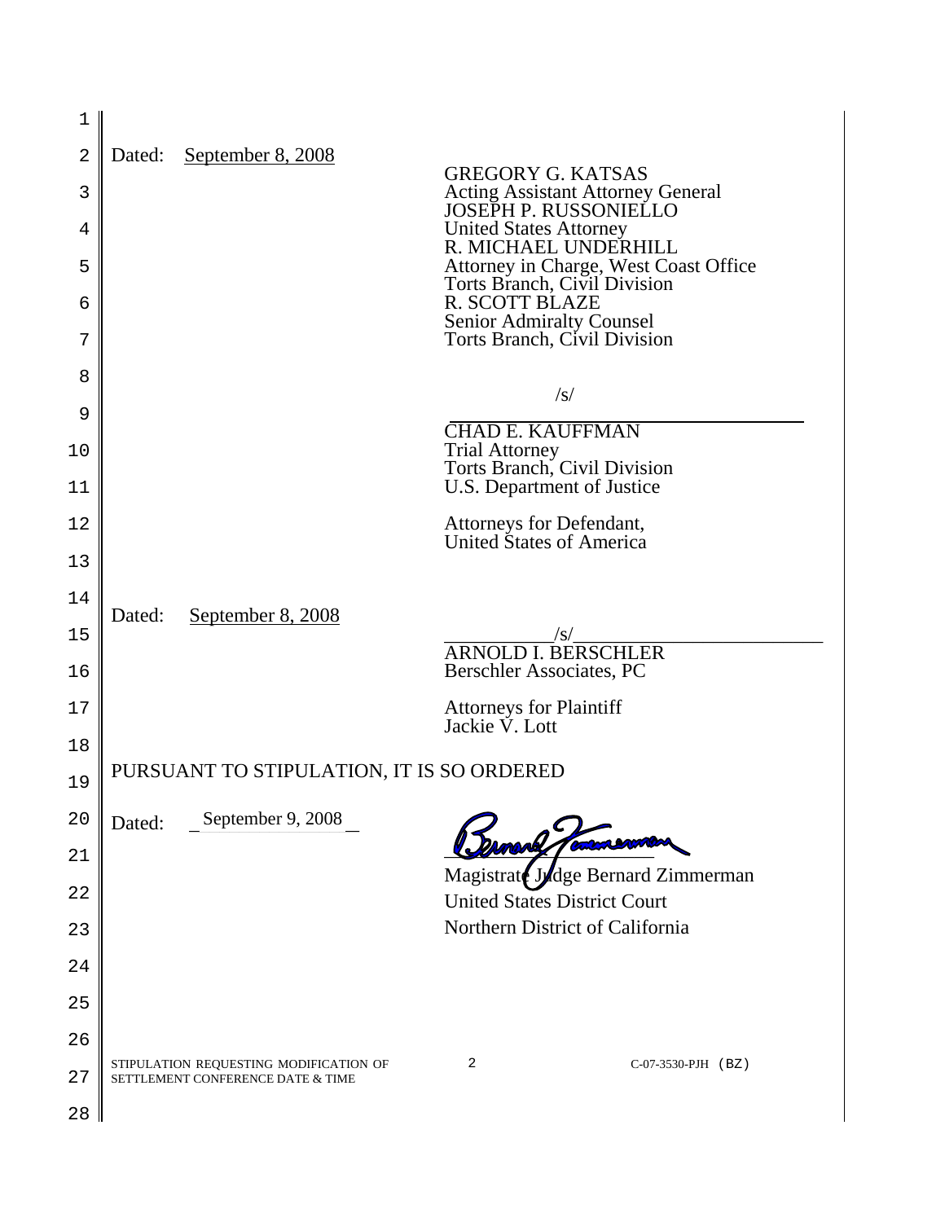Dated: September 8, 2008

GREGORY G. KATSAS
Acting Assistant Attorney General
JOSEPH P. RUSSONIELLO
United States Attorney
R. MICHAEL UNDERHILL
Attorney in Charge, West Coast Office
Torts Branch, Civil Division
R. SCOTT BLAZE
Senior Admiralty Counsel
Torts Branch, Civil Division

/s/

CHAD E. KAUFFMAN
Trial Attorney
Torts Branch, Civil Division
U.S. Department of Justice

Attorneys for Defendant,
United States of America

Dated: September 8, 2008

/s/

ARNOLD I. BERSCHLER
Berschler Associates, PC

Attorneys for Plaintiff
Jackie V. Lott

PURSUANT TO STIPULATION, IT IS SO ORDERED

Dated: September 9, 2008

Magistrate Judge Bernard Zimmerman
United States District Court
Northern District of California

STIPULATION REQUESTING MODIFICATION OF SETTLEMENT CONFERENCE DATE & TIME C-07-3530-PJH (BZ)